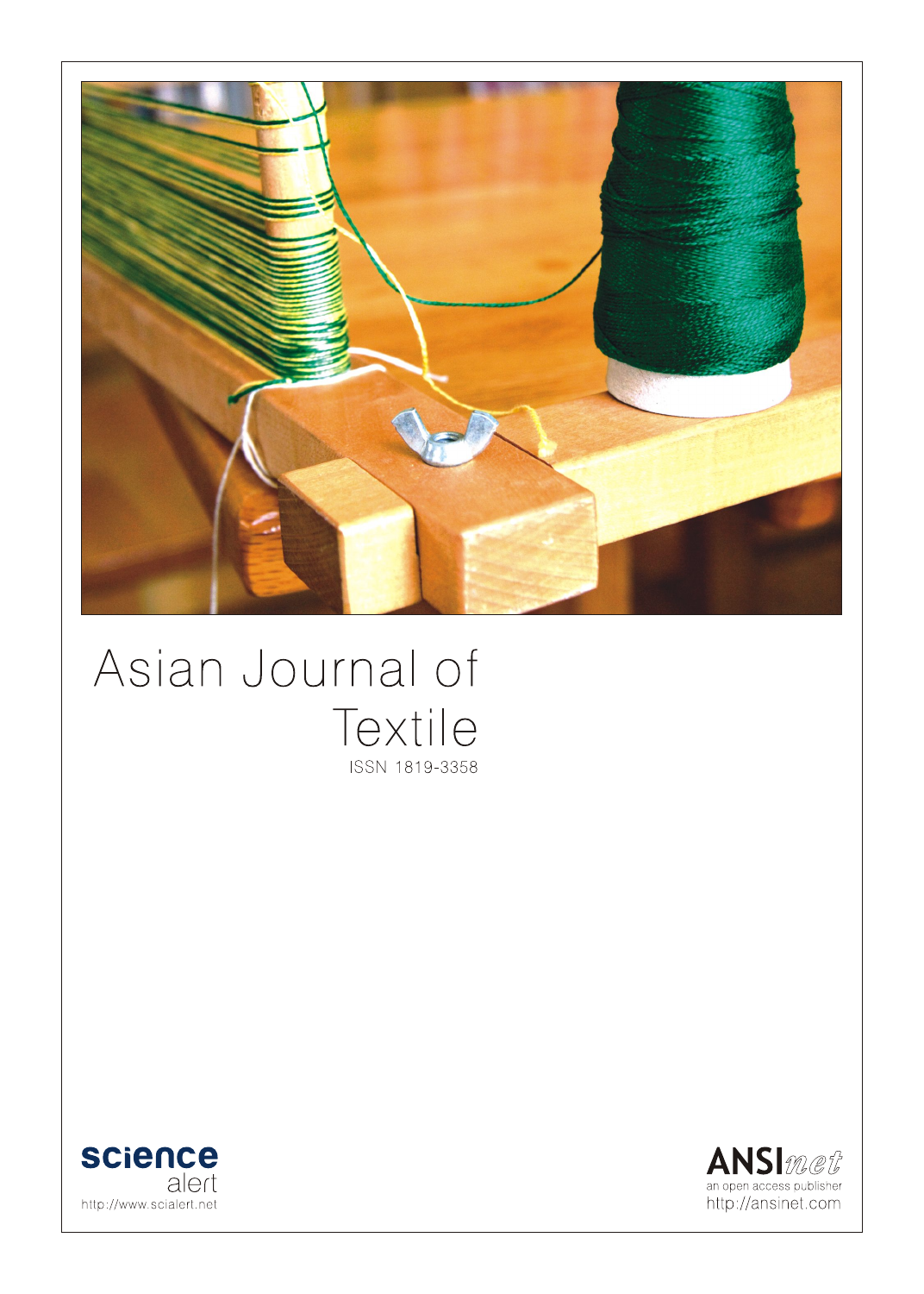# Asian Journal of Textile

ISSN 1819-3358

science alert
http://www.scialert.net

ANSInet
an open access publisher
http://ansinet.com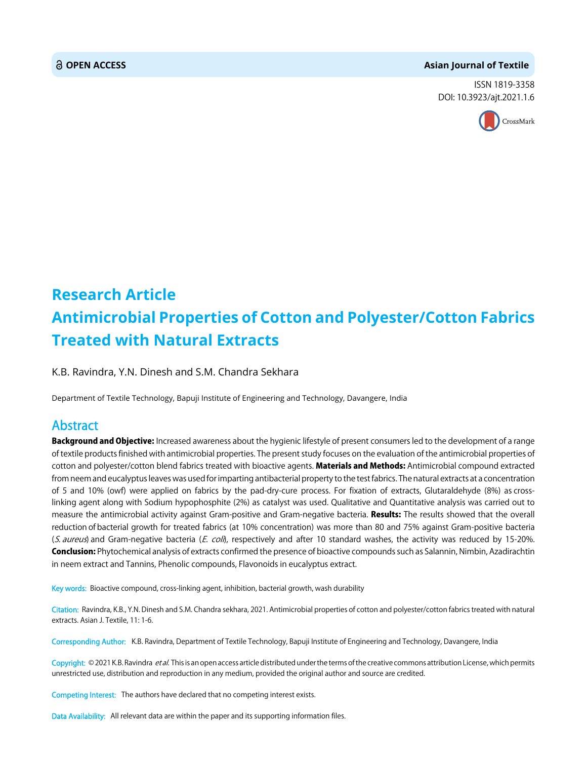**OPEN ACCESS**

**Asian Journal of Textile**

ISSN 1819-3358
DOI: 10.3923/ajt.2021.1.6

# Research Article
# Antimicrobial Properties of Cotton and Polyester/Cotton Fabrics Treated with Natural Extracts

K.B. Ravindra, Y.N. Dinesh and S.M. Chandra Sekhara

Department of Textile Technology, Bapuji Institute of Engineering and Technology, Davangere, India

## Abstract

**Background and Objective:** Increased awareness about the hygienic lifestyle of present consumers led to the development of a range of textile products finished with antimicrobial properties. The present study focuses on the evaluation of the antimicrobial properties of cotton and polyester/cotton blend fabrics treated with bioactive agents. **Materials and Methods:** Antimicrobial compound extracted from neem and eucalyptus leaves was used for imparting antibacterial property to the test fabrics. The natural extracts at a concentration of 5 and 10% (owf) were applied on fabrics by the pad-dry-cure process. For fixation of extracts, Glutaraldehyde (8%) as cross-linking agent along with Sodium hypophosphite (2%) as catalyst was used. Qualitative and Quantitative analysis was carried out to measure the antimicrobial activity against Gram-positive and Gram-negative bacteria. **Results:** The results showed that the overall reduction of bacterial growth for treated fabrics (at 10% concentration) was more than 80 and 75% against Gram-positive bacteria (*S. aureus*) and Gram-negative bacteria (*E. coli*), respectively and after 10 standard washes, the activity was reduced by 15-20%. **Conclusion:** Phytochemical analysis of extracts confirmed the presence of bioactive compounds such as Salannin, Nimbin, Azadirachtin in neem extract and Tannins, Phenolic compounds, Flavonoids in eucalyptus extract.

Key words: Bioactive compound, cross-linking agent, inhibition, bacterial growth, wash durability

Citation: Ravindra, K.B., Y.N. Dinesh and S.M. Chandra sekhara, 2021. Antimicrobial properties of cotton and polyester/cotton fabrics treated with natural extracts. Asian J. Textile, 11: 1-6.

Corresponding Author: K.B. Ravindra, Department of Textile Technology, Bapuji Institute of Engineering and Technology, Davangere, India

Copyright: © 2021 K.B. Ravindra *et al.* This is an open access article distributed under the terms of the creative commons attribution License, which permits unrestricted use, distribution and reproduction in any medium, provided the original author and source are credited.

Competing Interest: The authors have declared that no competing interest exists.

Data Availability: All relevant data are within the paper and its supporting information files.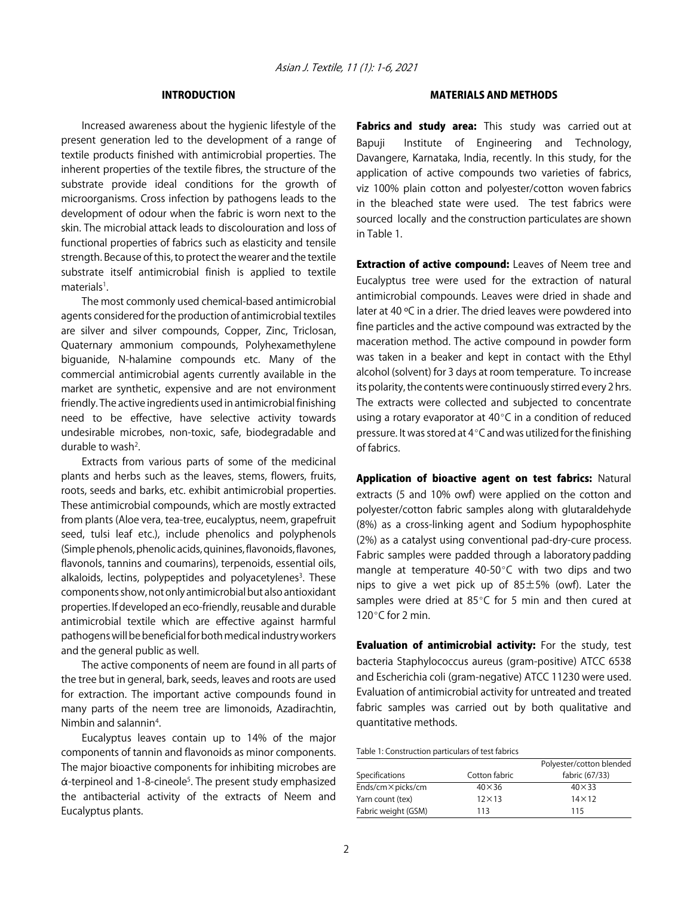## INTRODUCTION

Increased awareness about the hygienic lifestyle of the present generation led to the development of a range of textile products finished with antimicrobial properties. The inherent properties of the textile fibres, the structure of the substrate provide ideal conditions for the growth of microorganisms. Cross infection by pathogens leads to the development of odour when the fabric is worn next to the skin. The microbial attack leads to discolouration and loss of functional properties of fabrics such as elasticity and tensile strength. Because of this, to protect the wearer and the textile substrate itself antimicrobial finish is applied to textile materials[1].

The most commonly used chemical-based antimicrobial agents considered for the production of antimicrobial textiles are silver and silver compounds, Copper, Zinc, Triclosan, Quaternary ammonium compounds, Polyhexamethylene biguanide, N-halamine compounds etc. Many of the commercial antimicrobial agents currently available in the market are synthetic, expensive and are not environment friendly. The active ingredients used in antimicrobial finishing need to be effective, have selective activity towards undesirable microbes, non-toxic, safe, biodegradable and durable to wash[2].

Extracts from various parts of some of the medicinal plants and herbs such as the leaves, stems, flowers, fruits, roots, seeds and barks, etc. exhibit antimicrobial properties. These antimicrobial compounds, which are mostly extracted from plants (Aloe vera, tea-tree, eucalyptus, neem, grapefruit seed, tulsi leaf etc.), include phenolics and polyphenols (Simple phenols, phenolic acids, quinines, flavonoids, flavones, flavonols, tannins and coumarins), terpenoids, essential oils, alkaloids, lectins, polypeptides and polyacetylenes[3]. These components show, not only antimicrobial but also antioxidant properties. If developed an eco-friendly, reusable and durable antimicrobial textile which are effective against harmful pathogens will be beneficial for both medical industry workers and the general public as well.

The active components of neem are found in all parts of the tree but in general, bark, seeds, leaves and roots are used for extraction. The important active compounds found in many parts of the neem tree are limonoids, Azadirachtin, Nimbin and salannin[4].

Eucalyptus leaves contain up to 14% of the major components of tannin and flavonoids as minor components. The major bioactive components for inhibiting microbes are ά-terpineol and 1-8-cineole[5]. The present study emphasized the antibacterial activity of the extracts of Neem and Eucalyptus plants.

## MATERIALS AND METHODS

**Fabrics and study area:** This study was carried out at Bapuji Institute of Engineering and Technology, Davangere, Karnataka, India, recently. In this study, for the application of active compounds two varieties of fabrics, viz 100% plain cotton and polyester/cotton woven fabrics in the bleached state were used. The test fabrics were sourced locally and the construction particulates are shown in Table 1.

**Extraction of active compound:** Leaves of Neem tree and Eucalyptus tree were used for the extraction of natural antimicrobial compounds. Leaves were dried in shade and later at 40 ºC in a drier. The dried leaves were powdered into fine particles and the active compound was extracted by the maceration method. The active compound in powder form was taken in a beaker and kept in contact with the Ethyl alcohol (solvent) for 3 days at room temperature. To increase its polarity, the contents were continuously stirred every 2 hrs. The extracts were collected and subjected to concentrate using a rotary evaporator at 40°C in a condition of reduced pressure. It was stored at 4°C and was utilized for the finishing of fabrics.

**Application of bioactive agent on test fabrics:** Natural extracts (5 and 10% owf) were applied on the cotton and polyester/cotton fabric samples along with glutaraldehyde (8%) as a cross-linking agent and Sodium hypophosphite (2%) as a catalyst using conventional pad-dry-cure process. Fabric samples were padded through a laboratory padding mangle at temperature 40-50°C with two dips and two nips to give a wet pick up of 85±5% (owf). Later the samples were dried at 85°C for 5 min and then cured at 120°C for 2 min.

**Evaluation of antimicrobial activity:** For the study, test bacteria Staphylococcus aureus (gram-positive) ATCC 6538 and Escherichia coli (gram-negative) ATCC 11230 were used. Evaluation of antimicrobial activity for untreated and treated fabric samples was carried out by both qualitative and quantitative methods.

Table 1: Construction particulars of test fabrics

| Specifications | Cotton fabric | Polyester/cotton blended fabric (67/33) |
|---|---|---|
| Ends/cm×picks/cm | 40×36 | 40×33 |
| Yarn count (tex) | 12×13 | 14×12 |
| Fabric weight (GSM) | 113 | 115 |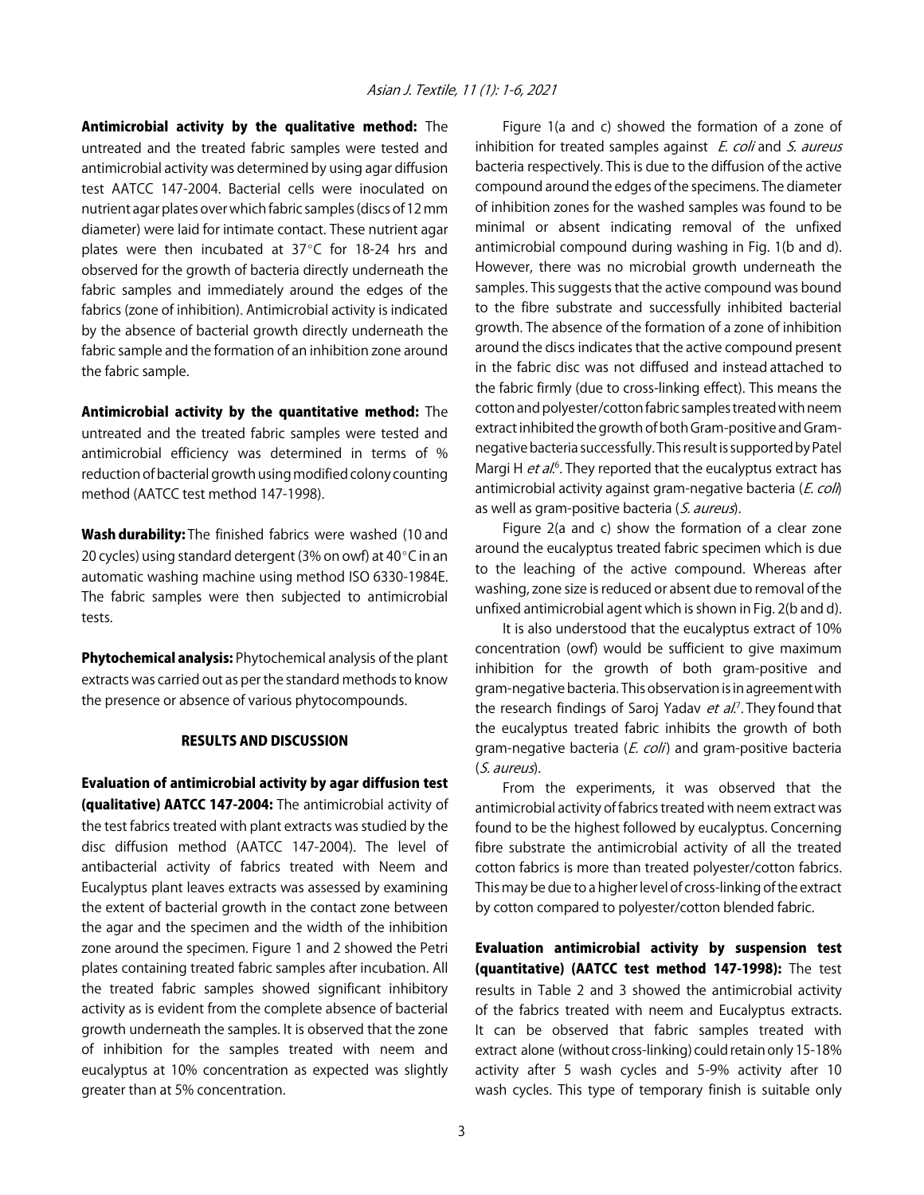**Antimicrobial activity by the qualitative method:** The untreated and the treated fabric samples were tested and antimicrobial activity was determined by using agar diffusion test AATCC 147-2004. Bacterial cells were inoculated on nutrient agar plates over which fabric samples (discs of 12 mm diameter) were laid for intimate contact. These nutrient agar plates were then incubated at 37°C for 18-24 hrs and observed for the growth of bacteria directly underneath the fabric samples and immediately around the edges of the fabrics (zone of inhibition). Antimicrobial activity is indicated by the absence of bacterial growth directly underneath the fabric sample and the formation of an inhibition zone around the fabric sample.

**Antimicrobial activity by the quantitative method:** The untreated and the treated fabric samples were tested and antimicrobial efficiency was determined in terms of % reduction of bacterial growth using modified colony counting method (AATCC test method 147-1998).

**Wash durability:** The finished fabrics were washed (10 and 20 cycles) using standard detergent (3% on owf) at 40°C in an automatic washing machine using method ISO 6330-1984E. The fabric samples were then subjected to antimicrobial tests.

**Phytochemical analysis:** Phytochemical analysis of the plant extracts was carried out as per the standard methods to know the presence or absence of various phytocompounds.

## RESULTS AND DISCUSSION

**Evaluation of antimicrobial activity by agar diffusion test (qualitative) AATCC 147-2004:** The antimicrobial activity of the test fabrics treated with plant extracts was studied by the disc diffusion method (AATCC 147-2004). The level of antibacterial activity of fabrics treated with Neem and Eucalyptus plant leaves extracts was assessed by examining the extent of bacterial growth in the contact zone between the agar and the specimen and the width of the inhibition zone around the specimen. Figure 1 and 2 showed the Petri plates containing treated fabric samples after incubation. All the treated fabric samples showed significant inhibitory activity as is evident from the complete absence of bacterial growth underneath the samples. It is observed that the zone of inhibition for the samples treated with neem and eucalyptus at 10% concentration as expected was slightly greater than at 5% concentration.

Figure 1(a and c) showed the formation of a zone of inhibition for treated samples against *E. coli* and *S. aureus* bacteria respectively. This is due to the diffusion of the active compound around the edges of the specimens. The diameter of inhibition zones for the washed samples was found to be minimal or absent indicating removal of the unfixed antimicrobial compound during washing in Fig. 1(b and d). However, there was no microbial growth underneath the samples. This suggests that the active compound was bound to the fibre substrate and successfully inhibited bacterial growth. The absence of the formation of a zone of inhibition around the discs indicates that the active compound present in the fabric disc was not diffused and instead attached to the fabric firmly (due to cross-linking effect). This means the cotton and polyester/cotton fabric samples treated with neem extract inhibited the growth of both Gram-positive and Gram-negative bacteria successfully. This result is supported by Patel Margi H *et al*.[6]. They reported that the eucalyptus extract has antimicrobial activity against gram-negative bacteria (*E. coli*) as well as gram-positive bacteria (*S. aureus*).

Figure 2(a and c) show the formation of a clear zone around the eucalyptus treated fabric specimen which is due to the leaching of the active compound. Whereas after washing, zone size is reduced or absent due to removal of the unfixed antimicrobial agent which is shown in Fig. 2(b and d).

It is also understood that the eucalyptus extract of 10% concentration (owf) would be sufficient to give maximum inhibition for the growth of both gram-positive and gram-negative bacteria. This observation is in agreement with the research findings of Saroj Yadav *et al*.[7]. They found that the eucalyptus treated fabric inhibits the growth of both gram-negative bacteria (*E. coli*) and gram-positive bacteria (*S. aureus*).

From the experiments, it was observed that the antimicrobial activity of fabrics treated with neem extract was found to be the highest followed by eucalyptus. Concerning fibre substrate the antimicrobial activity of all the treated cotton fabrics is more than treated polyester/cotton fabrics. This may be due to a higher level of cross-linking of the extract by cotton compared to polyester/cotton blended fabric.

**Evaluation antimicrobial activity by suspension test (quantitative) (AATCC test method 147-1998):** The test results in Table 2 and 3 showed the antimicrobial activity of the fabrics treated with neem and Eucalyptus extracts. It can be observed that fabric samples treated with extract alone (without cross-linking) could retain only 15-18% activity after 5 wash cycles and 5-9% activity after 10 wash cycles. This type of temporary finish is suitable only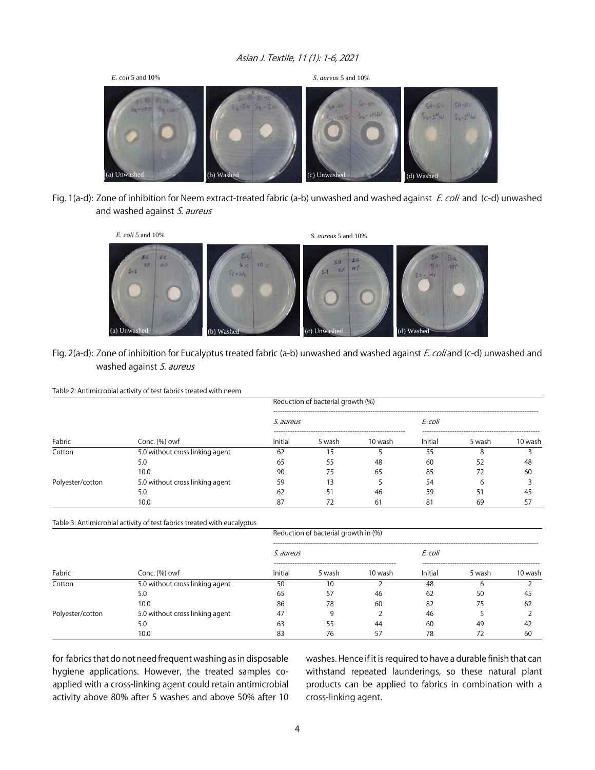Fig. 1(a-d): Zone of inhibition for Neem extract-treated fabric (a-b) unwashed and washed against *E. coli* and (c-d) unwashed and washed against *S. aureus*

Fig. 2(a-d): Zone of inhibition for Eucalyptus treated fabric (a-b) unwashed and washed against *E. coli* and (c-d) unwashed and washed against *S. aureus*

Table 2: Antimicrobial activity of test fabrics treated with neem

| | | Reduction of bacterial growth (%) | | | | | |
|---|---|---|---|---|---|---|---|
| | | *S. aureus* | | | *E. coli* | | |
| Fabric | Conc. (%) owf | Initial | 5 wash | 10 wash | Initial | 5 wash | 10 wash |
| Cotton | 5.0 without cross linking agent | 62 | 15 | 5 | 55 | 8 | 3 |
| | 5.0 | 65 | 55 | 48 | 60 | 52 | 48 |
| | 10.0 | 90 | 75 | 65 | 85 | 72 | 60 |
| Polyester/cotton | 5.0 without cross linking agent | 59 | 13 | 5 | 54 | 6 | 3 |
| | 5.0 | 62 | 51 | 46 | 59 | 51 | 45 |
| | 10.0 | 87 | 72 | 61 | 81 | 69 | 57 |

Table 3: Antimicrobial activity of test fabrics treated with eucalyptus

| | | Reduction of bacterial growth in (%) | | | | | |
|---|---|---|---|---|---|---|---|
| | | *S. aureus* | | | *E. coli* | | |
| Fabric | Conc. (%) owf | Initial | 5 wash | 10 wash | Initial | 5 wash | 10 wash |
| Cotton | 5.0 without cross linking agent | 50 | 10 | 2 | 48 | 6 | 2 |
| | 5.0 | 65 | 57 | 46 | 62 | 50 | 45 |
| | 10.0 | 86 | 78 | 60 | 82 | 75 | 62 |
| Polyester/cotton | 5.0 without cross linking agent | 47 | 9 | 2 | 46 | 5 | 2 |
| | 5.0 | 63 | 55 | 44 | 60 | 49 | 42 |
| | 10.0 | 83 | 76 | 57 | 78 | 72 | 60 |

for fabrics that do not need frequent washing as in disposable hygiene applications. However, the treated samples co-applied with a cross-linking agent could retain antimicrobial activity above 80% after 5 washes and above 50% after 10 washes. Hence if it is required to have a durable finish that can withstand repeated launderings, so these natural plant products can be applied to fabrics in combination with a cross-linking agent.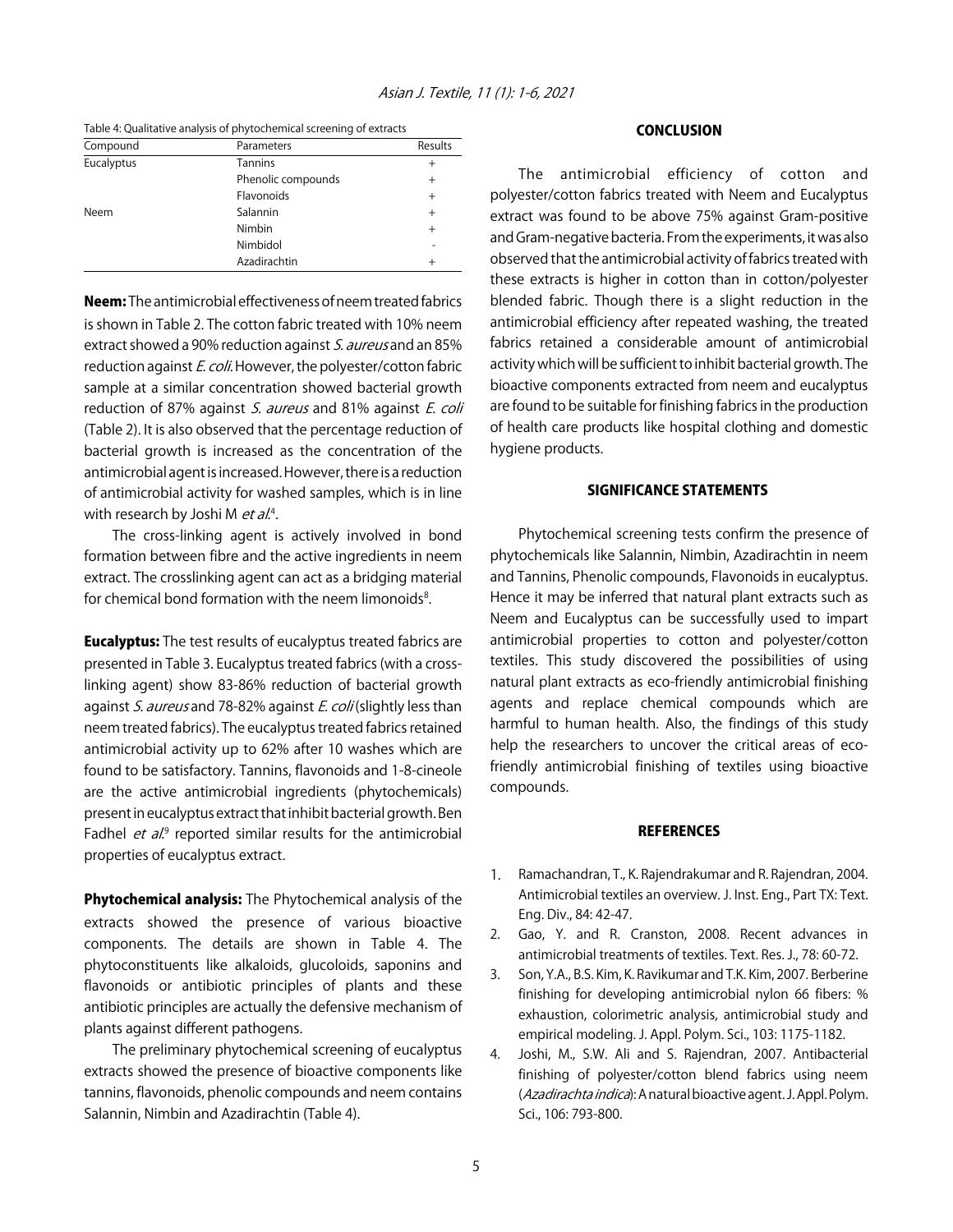Table 4: Qualitative analysis of phytochemical screening of extracts

| Compound | Parameters | Results |
|---|---|---|
| Eucalyptus | Tannins | + |
| | Phenolic compounds | + |
| | Flavonoids | + |
| Neem | Salannin | + |
| | Nimbin | + |
| | Nimbidol | - |
| | Azadirachtin | + |

**Neem:** The antimicrobial effectiveness of neem treated fabrics is shown in Table 2. The cotton fabric treated with 10% neem extract showed a 90% reduction against *S. aureus* and an 85% reduction against *E. coli*. However, the polyester/cotton fabric sample at a similar concentration showed bacterial growth reduction of 87% against *S. aureus* and 81% against *E. coli* (Table 2). It is also observed that the percentage reduction of bacterial growth is increased as the concentration of the antimicrobial agent is increased. However, there is a reduction of antimicrobial activity for washed samples, which is in line with research by Joshi M *et al.*[4].

The cross-linking agent is actively involved in bond formation between fibre and the active ingredients in neem extract. The crosslinking agent can act as a bridging material for chemical bond formation with the neem limonoids[8].

**Eucalyptus:** The test results of eucalyptus treated fabrics are presented in Table 3. Eucalyptus treated fabrics (with a cross-linking agent) show 83-86% reduction of bacterial growth against *S. aureus* and 78-82% against *E. coli* (slightly less than neem treated fabrics). The eucalyptus treated fabrics retained antimicrobial activity up to 62% after 10 washes which are found to be satisfactory. Tannins, flavonoids and 1-8-cineole are the active antimicrobial ingredients (phytochemicals) present in eucalyptus extract that inhibit bacterial growth. Ben Fadhel *et al.*[9] reported similar results for the antimicrobial properties of eucalyptus extract.

**Phytochemical analysis:** The Phytochemical analysis of the extracts showed the presence of various bioactive components. The details are shown in Table 4. The phytoconstituents like alkaloids, glucoloids, saponins and flavonoids or antibiotic principles of plants and these antibiotic principles are actually the defensive mechanism of plants against different pathogens.

The preliminary phytochemical screening of eucalyptus extracts showed the presence of bioactive components like tannins, flavonoids, phenolic compounds and neem contains Salannin, Nimbin and Azadirachtin (Table 4).

## CONCLUSION

The antimicrobial efficiency of cotton and polyester/cotton fabrics treated with Neem and Eucalyptus extract was found to be above 75% against Gram-positive and Gram-negative bacteria. From the experiments, it was also observed that the antimicrobial activity of fabrics treated with these extracts is higher in cotton than in cotton/polyester blended fabric. Though there is a slight reduction in the antimicrobial efficiency after repeated washing, the treated fabrics retained a considerable amount of antimicrobial activity which will be sufficient to inhibit bacterial growth. The bioactive components extracted from neem and eucalyptus are found to be suitable for finishing fabrics in the production of health care products like hospital clothing and domestic hygiene products.

## SIGNIFICANCE STATEMENTS

Phytochemical screening tests confirm the presence of phytochemicals like Salannin, Nimbin, Azadirachtin in neem and Tannins, Phenolic compounds, Flavonoids in eucalyptus. Hence it may be inferred that natural plant extracts such as Neem and Eucalyptus can be successfully used to impart antimicrobial properties to cotton and polyester/cotton textiles. This study discovered the possibilities of using natural plant extracts as eco-friendly antimicrobial finishing agents and replace chemical compounds which are harmful to human health. Also, the findings of this study help the researchers to uncover the critical areas of eco-friendly antimicrobial finishing of textiles using bioactive compounds.

## REFERENCES

1. Ramachandran, T., K. Rajendrakumar and R. Rajendran, 2004. Antimicrobial textiles an overview. J. Inst. Eng., Part TX: Text. Eng. Div., 84: 42-47.
2. Gao, Y. and R. Cranston, 2008. Recent advances in antimicrobial treatments of textiles. Text. Res. J., 78: 60-72.
3. Son, Y.A., B.S. Kim, K. Ravikumar and T.K. Kim, 2007. Berberine finishing for developing antimicrobial nylon 66 fibers: % exhaustion, colorimetric analysis, antimicrobial study and empirical modeling. J. Appl. Polym. Sci., 103: 1175-1182.
4. Joshi, M., S.W. Ali and S. Rajendran, 2007. Antibacterial finishing of polyester/cotton blend fabrics using neem (*Azadirachta indica*): A natural bioactive agent. J. Appl. Polym. Sci., 106: 793-800.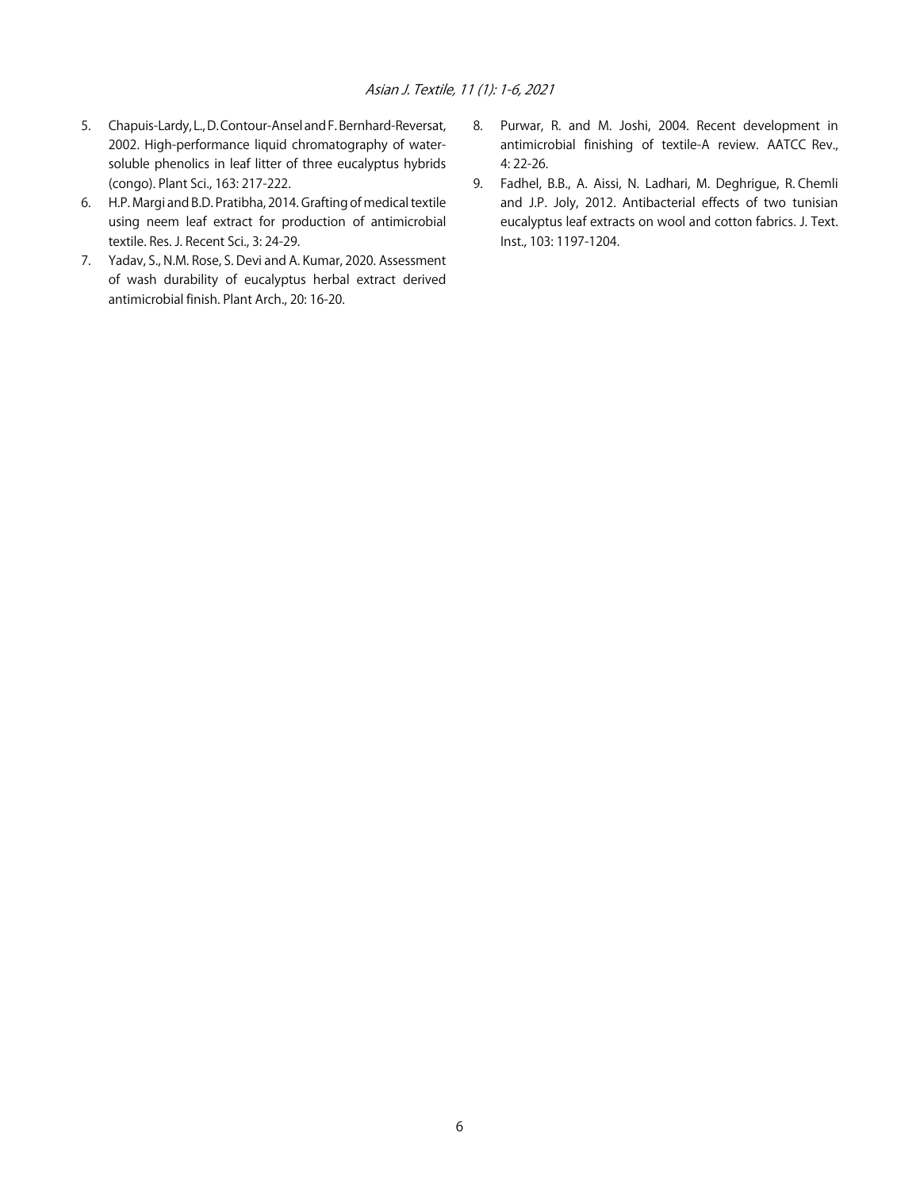5. Chapuis-Lardy, L., D. Contour-Ansel and F. Bernhard-Reversat, 2002. High-performance liquid chromatography of water-soluble phenolics in leaf litter of three eucalyptus hybrids (congo). Plant Sci., 163: 217-222.
6. H.P. Margi and B.D. Pratibha, 2014. Grafting of medical textile using neem leaf extract for production of antimicrobial textile. Res. J. Recent Sci., 3: 24-29.
7. Yadav, S., N.M. Rose, S. Devi and A. Kumar, 2020. Assessment of wash durability of eucalyptus herbal extract derived antimicrobial finish. Plant Arch., 20: 16-20.
8. Purwar, R. and M. Joshi, 2004. Recent development in antimicrobial finishing of textile-A review. AATCC Rev., 4: 22-26.
9. Fadhel, B.B., A. Aissi, N. Ladhari, M. Deghrigue, R. Chemli and J.P. Joly, 2012. Antibacterial effects of two tunisian eucalyptus leaf extracts on wool and cotton fabrics. J. Text. Inst., 103: 1197-1204.